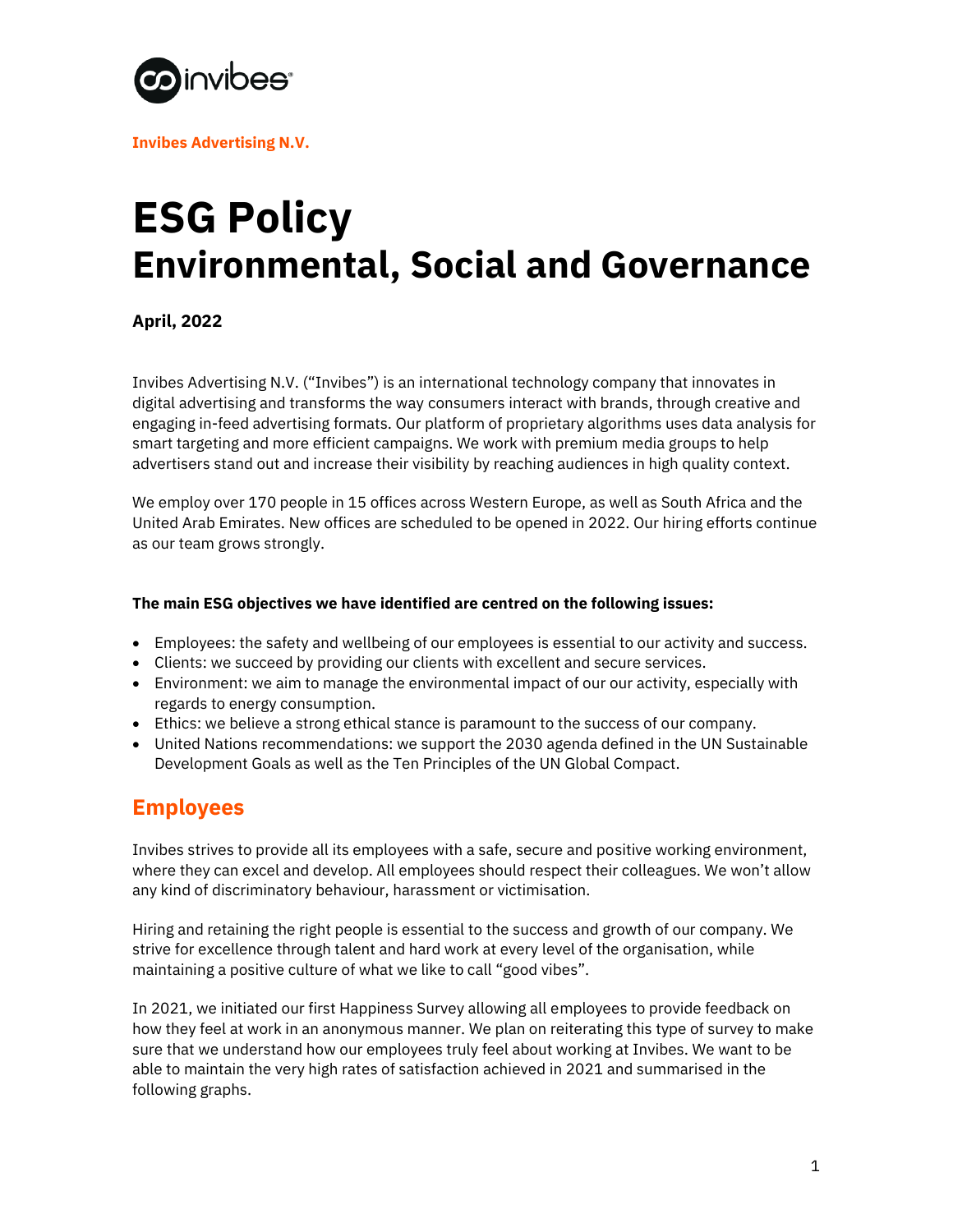**Invibes Advertising N.V.**

# ESG Policy
## Environmental, Social and Governance

**April, 2022**

Invibes Advertising N.V. ("Invibes") is an international technology company that innovates in digital advertising and transforms the way consumers interact with brands, through creative and engaging in-feed advertising formats. Our platform of proprietary algorithms uses data analysis for smart targeting and more efficient campaigns. We work with premium media groups to help advertisers stand out and increase their visibility by reaching audiences in high quality context.

We employ over 170 people in 15 offices across Western Europe, as well as South Africa and the United Arab Emirates. New offices are scheduled to be opened in 2022. Our hiring efforts continue as our team grows strongly.

**The main ESG objectives we have identified are centred on the following issues:**

- Employees: the safety and wellbeing of our employees is essential to our activity and success.
- Clients: we succeed by providing our clients with excellent and secure services.
- Environment: we aim to manage the environmental impact of our our activity, especially with regards to energy consumption.
- Ethics: we believe a strong ethical stance is paramount to the success of our company.
- United Nations recommendations: we support the 2030 agenda defined in the UN Sustainable Development Goals as well as the Ten Principles of the UN Global Compact.

## Employees

Invibes strives to provide all its employees with a safe, secure and positive working environment, where they can excel and develop. All employees should respect their colleagues. We won't allow any kind of discriminatory behaviour, harassment or victimisation.

Hiring and retaining the right people is essential to the success and growth of our company. We strive for excellence through talent and hard work at every level of the organisation, while maintaining a positive culture of what we like to call "good vibes".

In 2021, we initiated our first Happiness Survey allowing all employees to provide feedback on how they feel at work in an anonymous manner. We plan on reiterating this type of survey to make sure that we understand how our employees truly feel about working at Invibes. We want to be able to maintain the very high rates of satisfaction achieved in 2021 and summarised in the following graphs.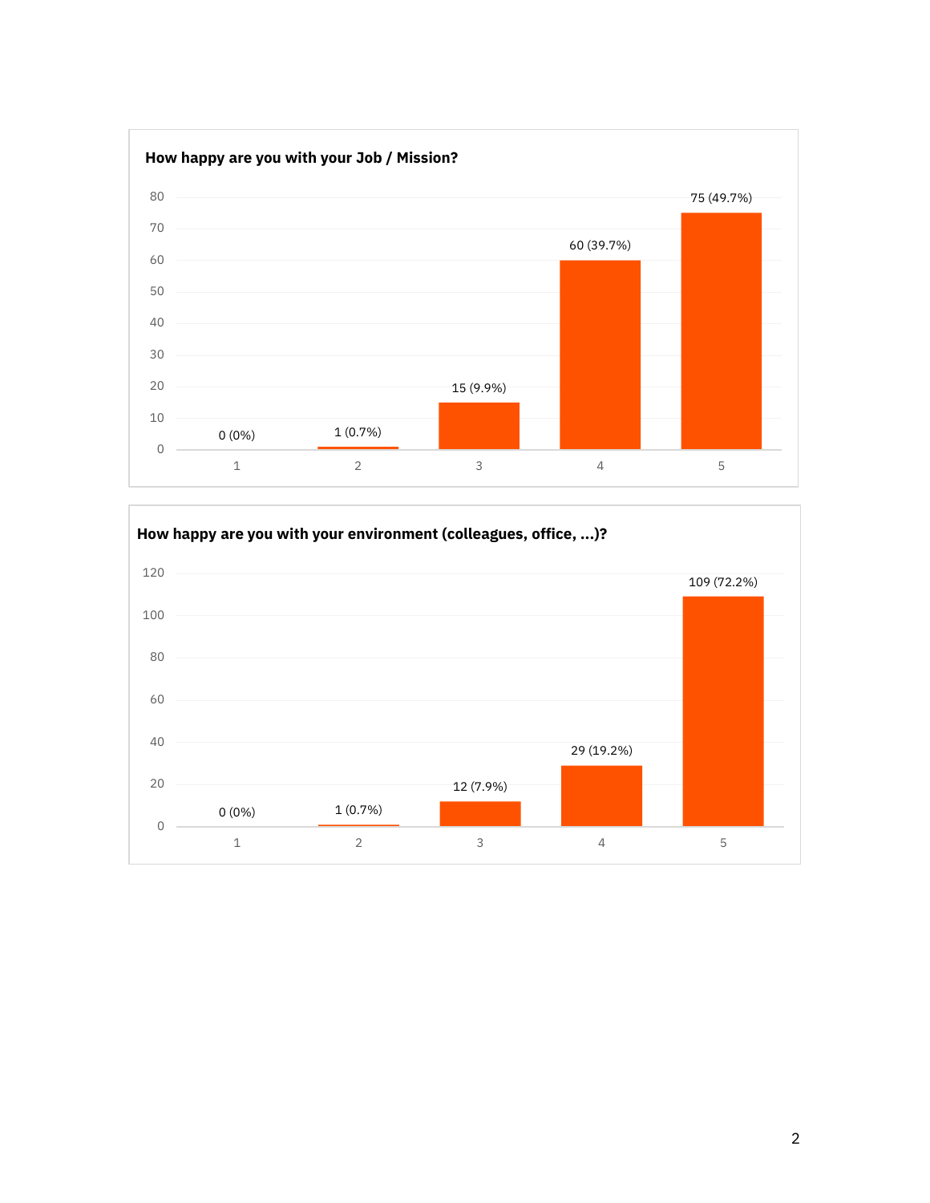**How happy are you with your Job / Mission?**

| Rating | Responses |
|---|---|
| 1 | 0 (0%) |
| 2 | 1 (0.7%) |
| 3 | 15 (9.9%) |
| 4 | 60 (39.7%) |
| 5 | 75 (49.7%) |

**How happy are you with your environment (colleagues, office, ...)?**

| Rating | Responses |
|---|---|
| 1 | 0 (0%) |
| 2 | 1 (0.7%) |
| 3 | 12 (7.9%) |
| 4 | 29 (19.2%) |
| 5 | 109 (72.2%) |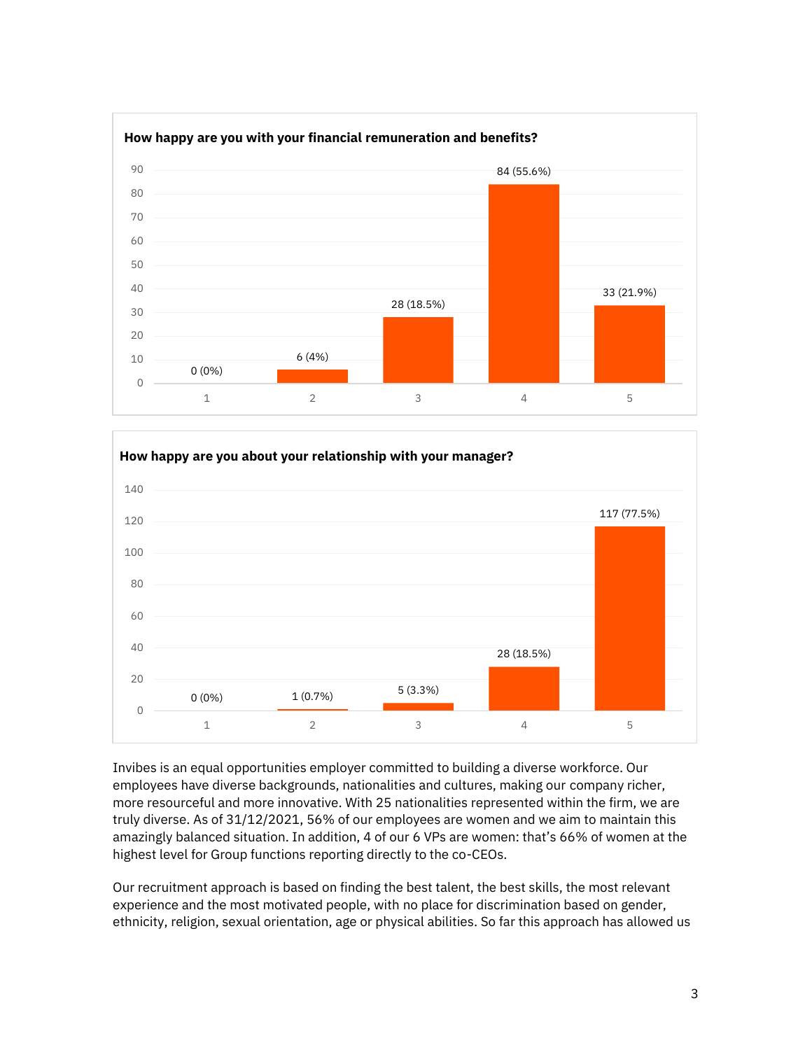**How happy are you with your financial remuneration and benefits?**

| Rating | Responses |
|---|---|
| 1 | 0 (0%) |
| 2 | 6 (4%) |
| 3 | 28 (18.5%) |
| 4 | 84 (55.6%) |
| 5 | 33 (21.9%) |

**How happy are you about your relationship with your manager?**

| Rating | Responses |
|---|---|
| 1 | 0 (0%) |
| 2 | 1 (0.7%) |
| 3 | 5 (3.3%) |
| 4 | 28 (18.5%) |
| 5 | 117 (77.5%) |

Invibes is an equal opportunities employer committed to building a diverse workforce. Our employees have diverse backgrounds, nationalities and cultures, making our company richer, more resourceful and more innovative. With 25 nationalities represented within the firm, we are truly diverse. As of 31/12/2021, 56% of our employees are women and we aim to maintain this amazingly balanced situation. In addition, 4 of our 6 VPs are women: that's 66% of women at the highest level for Group functions reporting directly to the co-CEOs.

Our recruitment approach is based on finding the best talent, the best skills, the most relevant experience and the most motivated people, with no place for discrimination based on gender, ethnicity, religion, sexual orientation, age or physical abilities. So far this approach has allowed us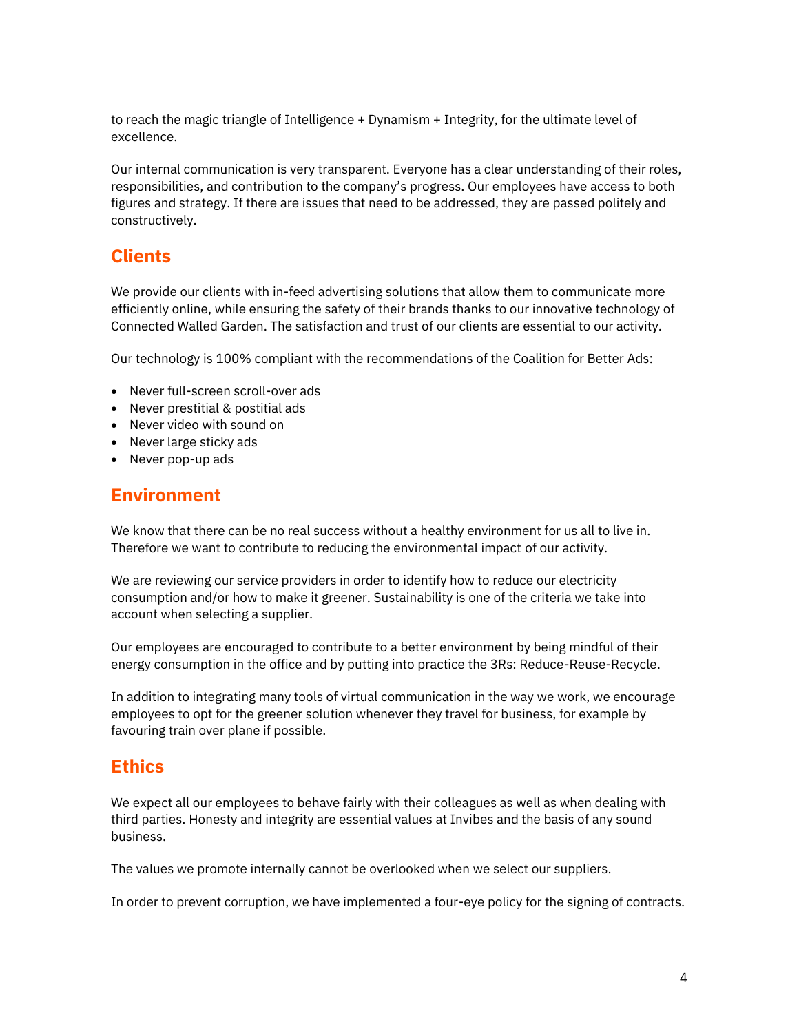to reach the magic triangle of Intelligence + Dynamism + Integrity, for the ultimate level of excellence.

Our internal communication is very transparent. Everyone has a clear understanding of their roles, responsibilities, and contribution to the company's progress. Our employees have access to both figures and strategy. If there are issues that need to be addressed, they are passed politely and constructively.

## Clients

We provide our clients with in-feed advertising solutions that allow them to communicate more efficiently online, while ensuring the safety of their brands thanks to our innovative technology of Connected Walled Garden. The satisfaction and trust of our clients are essential to our activity.

Our technology is 100% compliant with the recommendations of the Coalition for Better Ads:

- Never full-screen scroll-over ads
- Never prestitial & postitial ads
- Never video with sound on
- Never large sticky ads
- Never pop-up ads

## Environment

We know that there can be no real success without a healthy environment for us all to live in. Therefore we want to contribute to reducing the environmental impact of our activity.

We are reviewing our service providers in order to identify how to reduce our electricity consumption and/or how to make it greener. Sustainability is one of the criteria we take into account when selecting a supplier.

Our employees are encouraged to contribute to a better environment by being mindful of their energy consumption in the office and by putting into practice the 3Rs: Reduce-Reuse-Recycle.

In addition to integrating many tools of virtual communication in the way we work, we encourage employees to opt for the greener solution whenever they travel for business, for example by favouring train over plane if possible.

## Ethics

We expect all our employees to behave fairly with their colleagues as well as when dealing with third parties. Honesty and integrity are essential values at Invibes and the basis of any sound business.

The values we promote internally cannot be overlooked when we select our suppliers.

In order to prevent corruption, we have implemented a four-eye policy for the signing of contracts.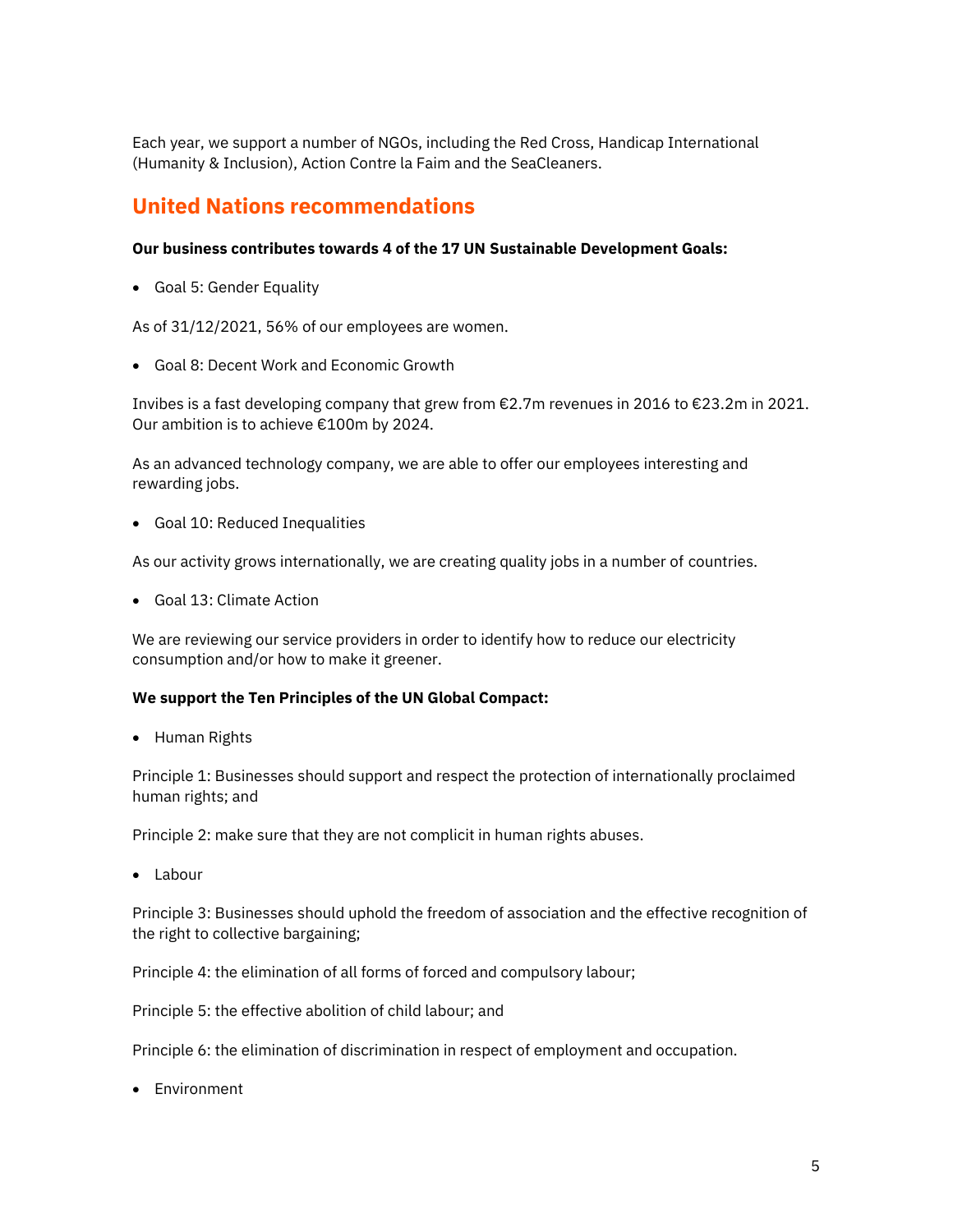Each year, we support a number of NGOs, including the Red Cross, Handicap International (Humanity & Inclusion), Action Contre la Faim and the SeaCleaners.

## United Nations recommendations

**Our business contributes towards 4 of the 17 UN Sustainable Development Goals:**

- Goal 5: Gender Equality

As of 31/12/2021, 56% of our employees are women.

- Goal 8: Decent Work and Economic Growth

Invibes is a fast developing company that grew from €2.7m revenues in 2016 to €23.2m in 2021. Our ambition is to achieve €100m by 2024.

As an advanced technology company, we are able to offer our employees interesting and rewarding jobs.

- Goal 10: Reduced Inequalities

As our activity grows internationally, we are creating quality jobs in a number of countries.

- Goal 13: Climate Action

We are reviewing our service providers in order to identify how to reduce our electricity consumption and/or how to make it greener.

**We support the Ten Principles of the UN Global Compact:**

- Human Rights

Principle 1: Businesses should support and respect the protection of internationally proclaimed human rights; and

Principle 2: make sure that they are not complicit in human rights abuses.

- Labour

Principle 3: Businesses should uphold the freedom of association and the effective recognition of the right to collective bargaining;

Principle 4: the elimination of all forms of forced and compulsory labour;

Principle 5: the effective abolition of child labour; and

Principle 6: the elimination of discrimination in respect of employment and occupation.

- Environment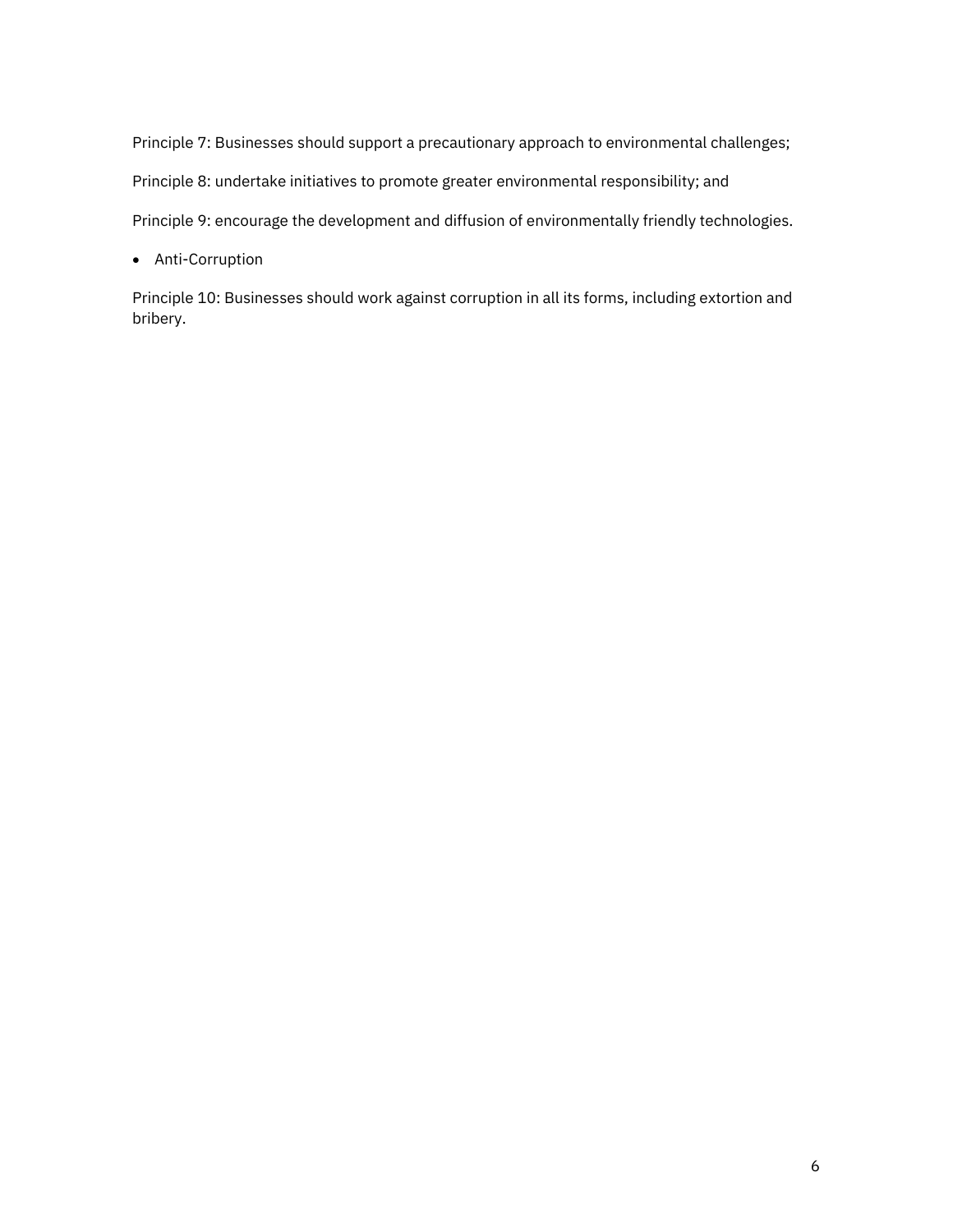Principle 7: Businesses should support a precautionary approach to environmental challenges;

Principle 8: undertake initiatives to promote greater environmental responsibility; and

Principle 9: encourage the development and diffusion of environmentally friendly technologies.

- Anti-Corruption

Principle 10: Businesses should work against corruption in all its forms, including extortion and bribery.